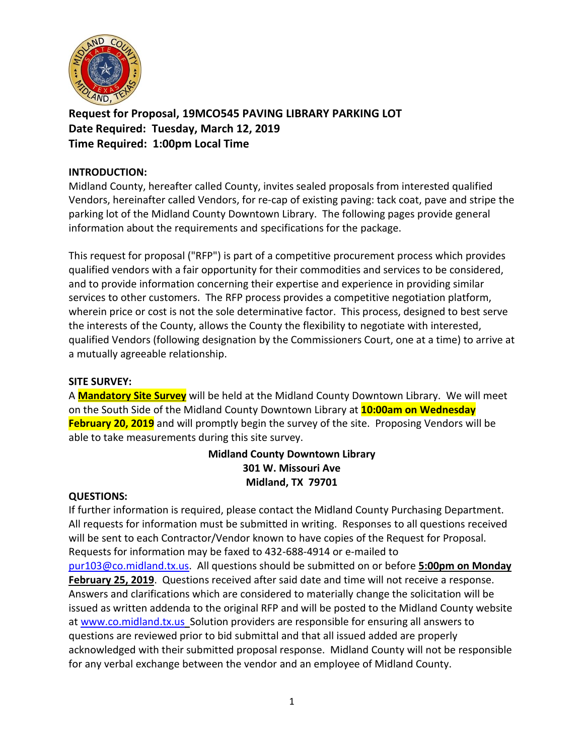**Request for Proposal, 19MCO545 PAVING LIBRARY PARKING LOT**
**Date Required: Tuesday, March 12, 2019**
**Time Required: 1:00pm Local Time**

**INTRODUCTION:**

Midland County, hereafter called County, invites sealed proposals from interested qualified Vendors, hereinafter called Vendors, for re-cap of existing paving: tack coat, pave and stripe the parking lot of the Midland County Downtown Library. The following pages provide general information about the requirements and specifications for the package.

This request for proposal ("RFP") is part of a competitive procurement process which provides qualified vendors with a fair opportunity for their commodities and services to be considered, and to provide information concerning their expertise and experience in providing similar services to other customers. The RFP process provides a competitive negotiation platform, wherein price or cost is not the sole determinative factor. This process, designed to best serve the interests of the County, allows the County the flexibility to negotiate with interested, qualified Vendors (following designation by the Commissioners Court, one at a time) to arrive at a mutually agreeable relationship.

**SITE SURVEY:**

A **Mandatory Site Survey** will be held at the Midland County Downtown Library. We will meet on the South Side of the Midland County Downtown Library at **10:00am on Wednesday February 20, 2019** and will promptly begin the survey of the site. Proposing Vendors will be able to take measurements during this site survey.

**Midland County Downtown Library**
**301 W. Missouri Ave**
**Midland, TX 79701**

**QUESTIONS:**

If further information is required, please contact the Midland County Purchasing Department. All requests for information must be submitted in writing. Responses to all questions received will be sent to each Contractor/Vendor known to have copies of the Request for Proposal. Requests for information may be faxed to 432-688-4914 or e-mailed to pur103@co.midland.tx.us. All questions should be submitted on or before **5:00pm on Monday February 25, 2019**. Questions received after said date and time will not receive a response. Answers and clarifications which are considered to materially change the solicitation will be issued as written addenda to the original RFP and will be posted to the Midland County website at www.co.midland.tx.us Solution providers are responsible for ensuring all answers to questions are reviewed prior to bid submittal and that all issued added are properly acknowledged with their submitted proposal response. Midland County will not be responsible for any verbal exchange between the vendor and an employee of Midland County.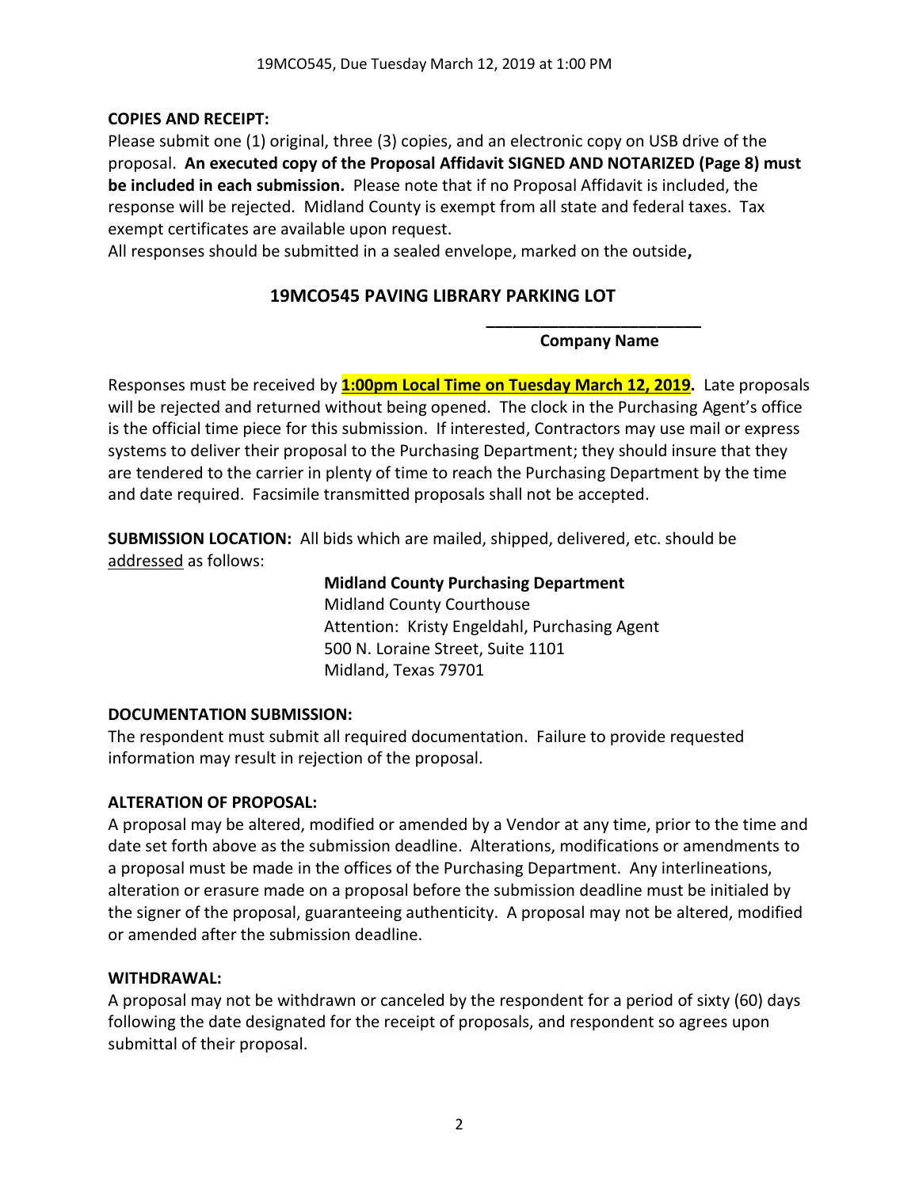**COPIES AND RECEIPT:**

Please submit one (1) original, three (3) copies, and an electronic copy on USB drive of the proposal. **An executed copy of the Proposal Affidavit SIGNED AND NOTARIZED (Page 8) must be included in each submission.** Please note that if no Proposal Affidavit is included, the response will be rejected. Midland County is exempt from all state and federal taxes. Tax exempt certificates are available upon request.

All responses should be submitted in a sealed envelope, marked on the outside**,**

**19MCO545 PAVING LIBRARY PARKING LOT**

**\_\_\_\_\_\_\_\_\_\_\_\_\_\_\_\_\_\_\_\_\_\_\_\_**

**Company Name**

Responses must be received by **1:00pm Local Time on Tuesday March 12, 2019.** Late proposals will be rejected and returned without being opened. The clock in the Purchasing Agent's office is the official time piece for this submission. If interested, Contractors may use mail or express systems to deliver their proposal to the Purchasing Department; they should insure that they are tendered to the carrier in plenty of time to reach the Purchasing Department by the time and date required. Facsimile transmitted proposals shall not be accepted.

**SUBMISSION LOCATION:** All bids which are mailed, shipped, delivered, etc. should be addressed as follows:

**Midland County Purchasing Department**
Midland County Courthouse
Attention: Kristy Engeldahl, Purchasing Agent
500 N. Loraine Street, Suite 1101
Midland, Texas 79701

**DOCUMENTATION SUBMISSION:**

The respondent must submit all required documentation. Failure to provide requested information may result in rejection of the proposal.

**ALTERATION OF PROPOSAL:**

A proposal may be altered, modified or amended by a Vendor at any time, prior to the time and date set forth above as the submission deadline. Alterations, modifications or amendments to a proposal must be made in the offices of the Purchasing Department. Any interlineations, alteration or erasure made on a proposal before the submission deadline must be initialed by the signer of the proposal, guaranteeing authenticity. A proposal may not be altered, modified or amended after the submission deadline.

**WITHDRAWAL:**

A proposal may not be withdrawn or canceled by the respondent for a period of sixty (60) days following the date designated for the receipt of proposals, and respondent so agrees upon submittal of their proposal.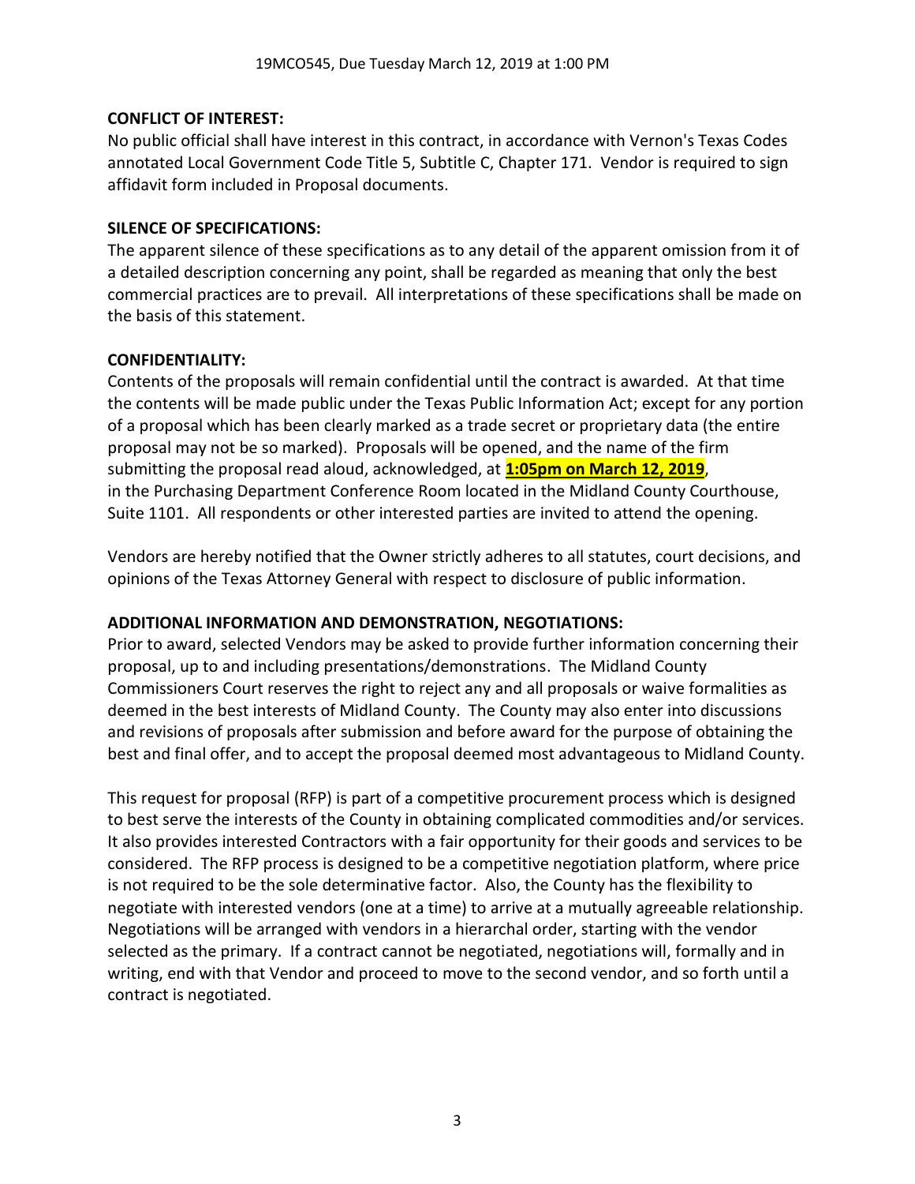**CONFLICT OF INTEREST:**

No public official shall have interest in this contract, in accordance with Vernon's Texas Codes annotated Local Government Code Title 5, Subtitle C, Chapter 171. Vendor is required to sign affidavit form included in Proposal documents.

**SILENCE OF SPECIFICATIONS:**

The apparent silence of these specifications as to any detail of the apparent omission from it of a detailed description concerning any point, shall be regarded as meaning that only the best commercial practices are to prevail. All interpretations of these specifications shall be made on the basis of this statement.

**CONFIDENTIALITY:**

Contents of the proposals will remain confidential until the contract is awarded. At that time the contents will be made public under the Texas Public Information Act; except for any portion of a proposal which has been clearly marked as a trade secret or proprietary data (the entire proposal may not be so marked). Proposals will be opened, and the name of the firm submitting the proposal read aloud, acknowledged, at **1:05pm on March 12, 2019**, in the Purchasing Department Conference Room located in the Midland County Courthouse, Suite 1101. All respondents or other interested parties are invited to attend the opening.

Vendors are hereby notified that the Owner strictly adheres to all statutes, court decisions, and opinions of the Texas Attorney General with respect to disclosure of public information.

**ADDITIONAL INFORMATION AND DEMONSTRATION, NEGOTIATIONS:**

Prior to award, selected Vendors may be asked to provide further information concerning their proposal, up to and including presentations/demonstrations. The Midland County Commissioners Court reserves the right to reject any and all proposals or waive formalities as deemed in the best interests of Midland County. The County may also enter into discussions and revisions of proposals after submission and before award for the purpose of obtaining the best and final offer, and to accept the proposal deemed most advantageous to Midland County.

This request for proposal (RFP) is part of a competitive procurement process which is designed to best serve the interests of the County in obtaining complicated commodities and/or services. It also provides interested Contractors with a fair opportunity for their goods and services to be considered. The RFP process is designed to be a competitive negotiation platform, where price is not required to be the sole determinative factor. Also, the County has the flexibility to negotiate with interested vendors (one at a time) to arrive at a mutually agreeable relationship. Negotiations will be arranged with vendors in a hierarchal order, starting with the vendor selected as the primary. If a contract cannot be negotiated, negotiations will, formally and in writing, end with that Vendor and proceed to move to the second vendor, and so forth until a contract is negotiated.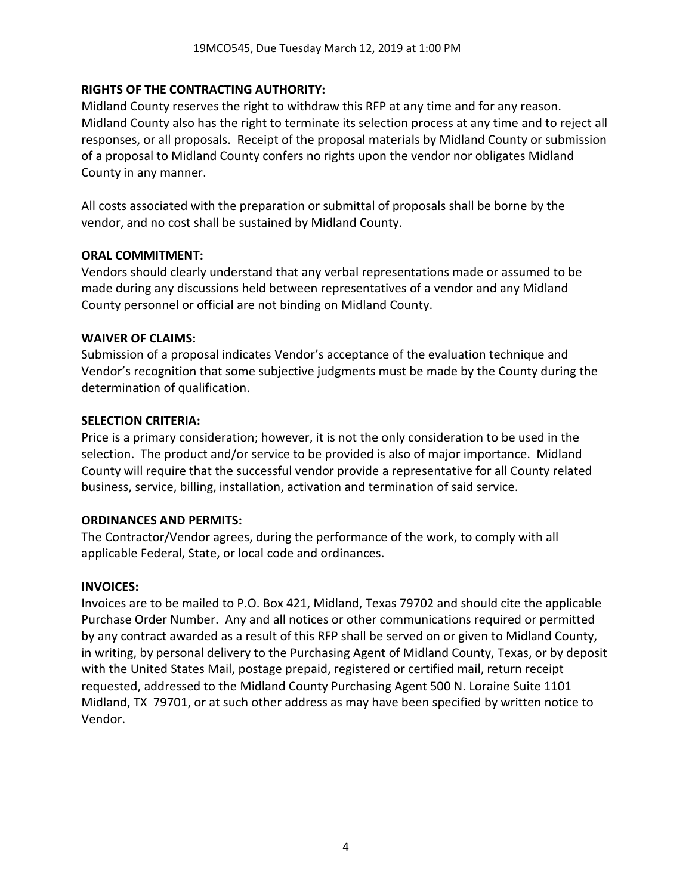**RIGHTS OF THE CONTRACTING AUTHORITY:**
Midland County reserves the right to withdraw this RFP at any time and for any reason. Midland County also has the right to terminate its selection process at any time and to reject all responses, or all proposals. Receipt of the proposal materials by Midland County or submission of a proposal to Midland County confers no rights upon the vendor nor obligates Midland County in any manner.

All costs associated with the preparation or submittal of proposals shall be borne by the vendor, and no cost shall be sustained by Midland County.

**ORAL COMMITMENT:**
Vendors should clearly understand that any verbal representations made or assumed to be made during any discussions held between representatives of a vendor and any Midland County personnel or official are not binding on Midland County.

**WAIVER OF CLAIMS:**
Submission of a proposal indicates Vendor's acceptance of the evaluation technique and Vendor's recognition that some subjective judgments must be made by the County during the determination of qualification.

**SELECTION CRITERIA:**
Price is a primary consideration; however, it is not the only consideration to be used in the selection. The product and/or service to be provided is also of major importance. Midland County will require that the successful vendor provide a representative for all County related business, service, billing, installation, activation and termination of said service.

**ORDINANCES AND PERMITS:**
The Contractor/Vendor agrees, during the performance of the work, to comply with all applicable Federal, State, or local code and ordinances.

**INVOICES:**
Invoices are to be mailed to P.O. Box 421, Midland, Texas 79702 and should cite the applicable Purchase Order Number. Any and all notices or other communications required or permitted by any contract awarded as a result of this RFP shall be served on or given to Midland County, in writing, by personal delivery to the Purchasing Agent of Midland County, Texas, or by deposit with the United States Mail, postage prepaid, registered or certified mail, return receipt requested, addressed to the Midland County Purchasing Agent 500 N. Loraine Suite 1101 Midland, TX 79701, or at such other address as may have been specified by written notice to Vendor.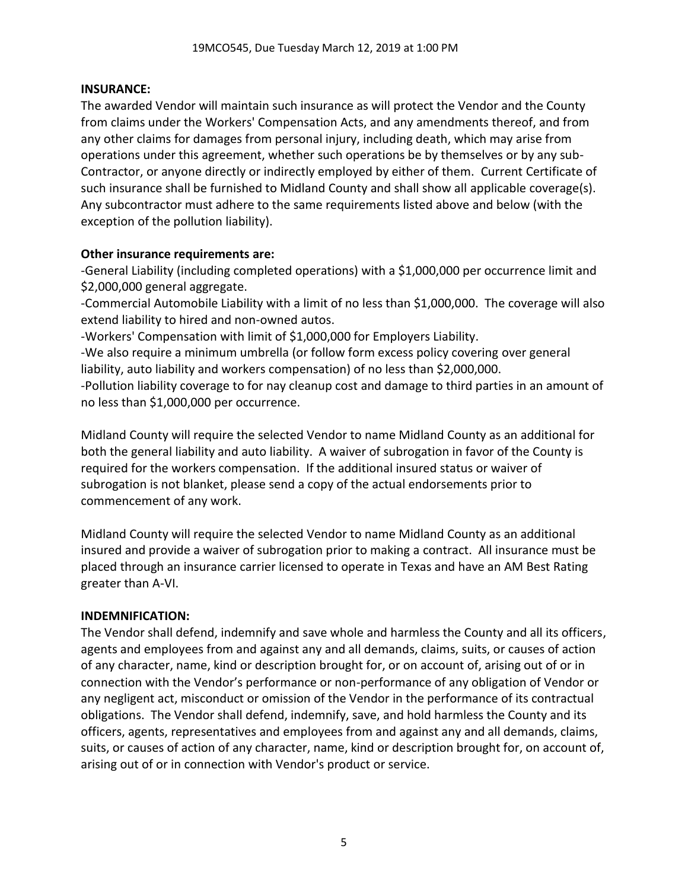**INSURANCE:**

The awarded Vendor will maintain such insurance as will protect the Vendor and the County from claims under the Workers' Compensation Acts, and any amendments thereof, and from any other claims for damages from personal injury, including death, which may arise from operations under this agreement, whether such operations be by themselves or by any sub-Contractor, or anyone directly or indirectly employed by either of them. Current Certificate of such insurance shall be furnished to Midland County and shall show all applicable coverage(s). Any subcontractor must adhere to the same requirements listed above and below (with the exception of the pollution liability).

**Other insurance requirements are:**

-General Liability (including completed operations) with a $1,000,000 per occurrence limit and $2,000,000 general aggregate.
-Commercial Automobile Liability with a limit of no less than $1,000,000. The coverage will also extend liability to hired and non-owned autos.
-Workers' Compensation with limit of $1,000,000 for Employers Liability.
-We also require a minimum umbrella (or follow form excess policy covering over general liability, auto liability and workers compensation) of no less than $2,000,000.
-Pollution liability coverage to for nay cleanup cost and damage to third parties in an amount of no less than $1,000,000 per occurrence.

Midland County will require the selected Vendor to name Midland County as an additional for both the general liability and auto liability. A waiver of subrogation in favor of the County is required for the workers compensation. If the additional insured status or waiver of subrogation is not blanket, please send a copy of the actual endorsements prior to commencement of any work.

Midland County will require the selected Vendor to name Midland County as an additional insured and provide a waiver of subrogation prior to making a contract. All insurance must be placed through an insurance carrier licensed to operate in Texas and have an AM Best Rating greater than A-VI.

**INDEMNIFICATION:**

The Vendor shall defend, indemnify and save whole and harmless the County and all its officers, agents and employees from and against any and all demands, claims, suits, or causes of action of any character, name, kind or description brought for, or on account of, arising out of or in connection with the Vendor's performance or non-performance of any obligation of Vendor or any negligent act, misconduct or omission of the Vendor in the performance of its contractual obligations. The Vendor shall defend, indemnify, save, and hold harmless the County and its officers, agents, representatives and employees from and against any and all demands, claims, suits, or causes of action of any character, name, kind or description brought for, on account of, arising out of or in connection with Vendor's product or service.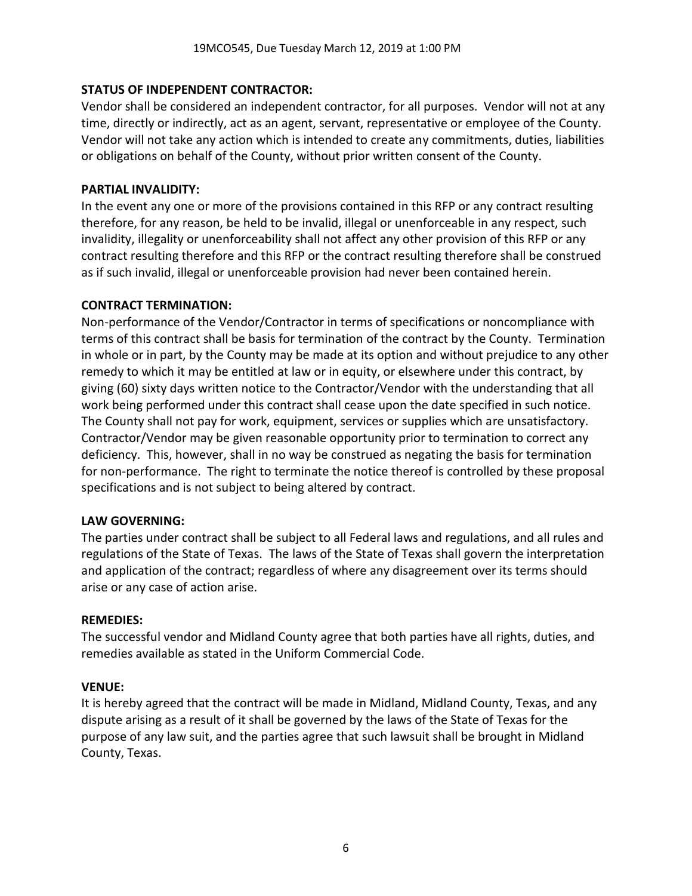**STATUS OF INDEPENDENT CONTRACTOR:**

Vendor shall be considered an independent contractor, for all purposes. Vendor will not at any time, directly or indirectly, act as an agent, servant, representative or employee of the County. Vendor will not take any action which is intended to create any commitments, duties, liabilities or obligations on behalf of the County, without prior written consent of the County.

**PARTIAL INVALIDITY:**

In the event any one or more of the provisions contained in this RFP or any contract resulting therefore, for any reason, be held to be invalid, illegal or unenforceable in any respect, such invalidity, illegality or unenforceability shall not affect any other provision of this RFP or any contract resulting therefore and this RFP or the contract resulting therefore shall be construed as if such invalid, illegal or unenforceable provision had never been contained herein.

**CONTRACT TERMINATION:**

Non-performance of the Vendor/Contractor in terms of specifications or noncompliance with terms of this contract shall be basis for termination of the contract by the County. Termination in whole or in part, by the County may be made at its option and without prejudice to any other remedy to which it may be entitled at law or in equity, or elsewhere under this contract, by giving (60) sixty days written notice to the Contractor/Vendor with the understanding that all work being performed under this contract shall cease upon the date specified in such notice. The County shall not pay for work, equipment, services or supplies which are unsatisfactory. Contractor/Vendor may be given reasonable opportunity prior to termination to correct any deficiency. This, however, shall in no way be construed as negating the basis for termination for non-performance. The right to terminate the notice thereof is controlled by these proposal specifications and is not subject to being altered by contract.

**LAW GOVERNING:**

The parties under contract shall be subject to all Federal laws and regulations, and all rules and regulations of the State of Texas. The laws of the State of Texas shall govern the interpretation and application of the contract; regardless of where any disagreement over its terms should arise or any case of action arise.

**REMEDIES:**

The successful vendor and Midland County agree that both parties have all rights, duties, and remedies available as stated in the Uniform Commercial Code.

**VENUE:**

It is hereby agreed that the contract will be made in Midland, Midland County, Texas, and any dispute arising as a result of it shall be governed by the laws of the State of Texas for the purpose of any law suit, and the parties agree that such lawsuit shall be brought in Midland County, Texas.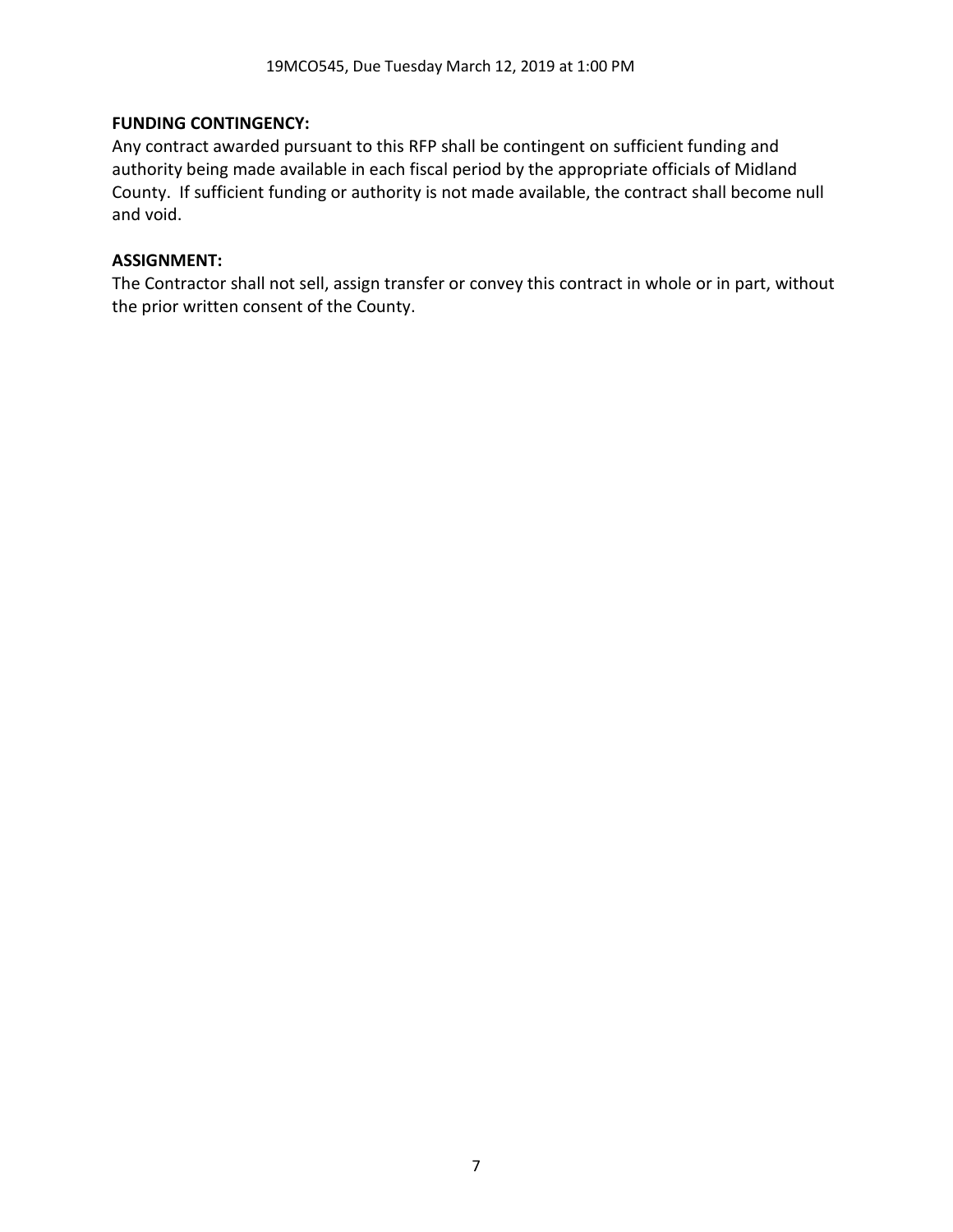**FUNDING CONTINGENCY:**

Any contract awarded pursuant to this RFP shall be contingent on sufficient funding and authority being made available in each fiscal period by the appropriate officials of Midland County. If sufficient funding or authority is not made available, the contract shall become null and void.

**ASSIGNMENT:**

The Contractor shall not sell, assign transfer or convey this contract in whole or in part, without the prior written consent of the County.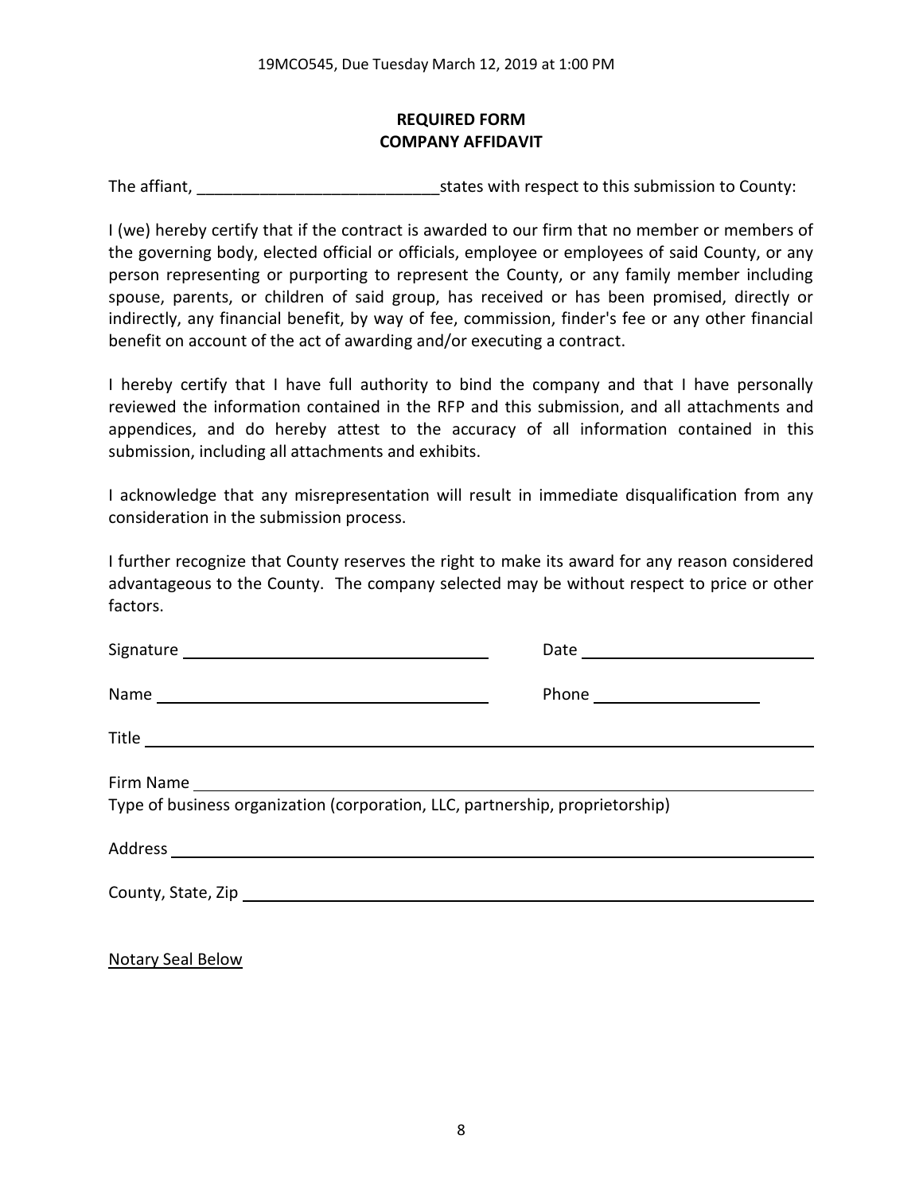19MCO545, Due Tuesday March 12, 2019 at 1:00 PM

**REQUIRED FORM**
**COMPANY AFFIDAVIT**

The affiant, ___________________________ states with respect to this submission to County:

I (we) hereby certify that if the contract is awarded to our firm that no member or members of the governing body, elected official or officials, employee or employees of said County, or any person representing or purporting to represent the County, or any family member including spouse, parents, or children of said group, has received or has been promised, directly or indirectly, any financial benefit, by way of fee, commission, finder's fee or any other financial benefit on account of the act of awarding and/or executing a contract.

I hereby certify that I have full authority to bind the company and that I have personally reviewed the information contained in the RFP and this submission, and all attachments and appendices, and do hereby attest to the accuracy of all information contained in this submission, including all attachments and exhibits.

I acknowledge that any misrepresentation will result in immediate disqualification from any consideration in the submission process.

I further recognize that County reserves the right to make its award for any reason considered advantageous to the County. The company selected may be without respect to price or other factors.

Signature ___________________________ Date ___________________________

Name ___________________________ Phone ___________________________

Title ___________________________

Firm Name ___________________________
Type of business organization (corporation, LLC, partnership, proprietorship)

Address ___________________________

County, State, Zip ___________________________

Notary Seal Below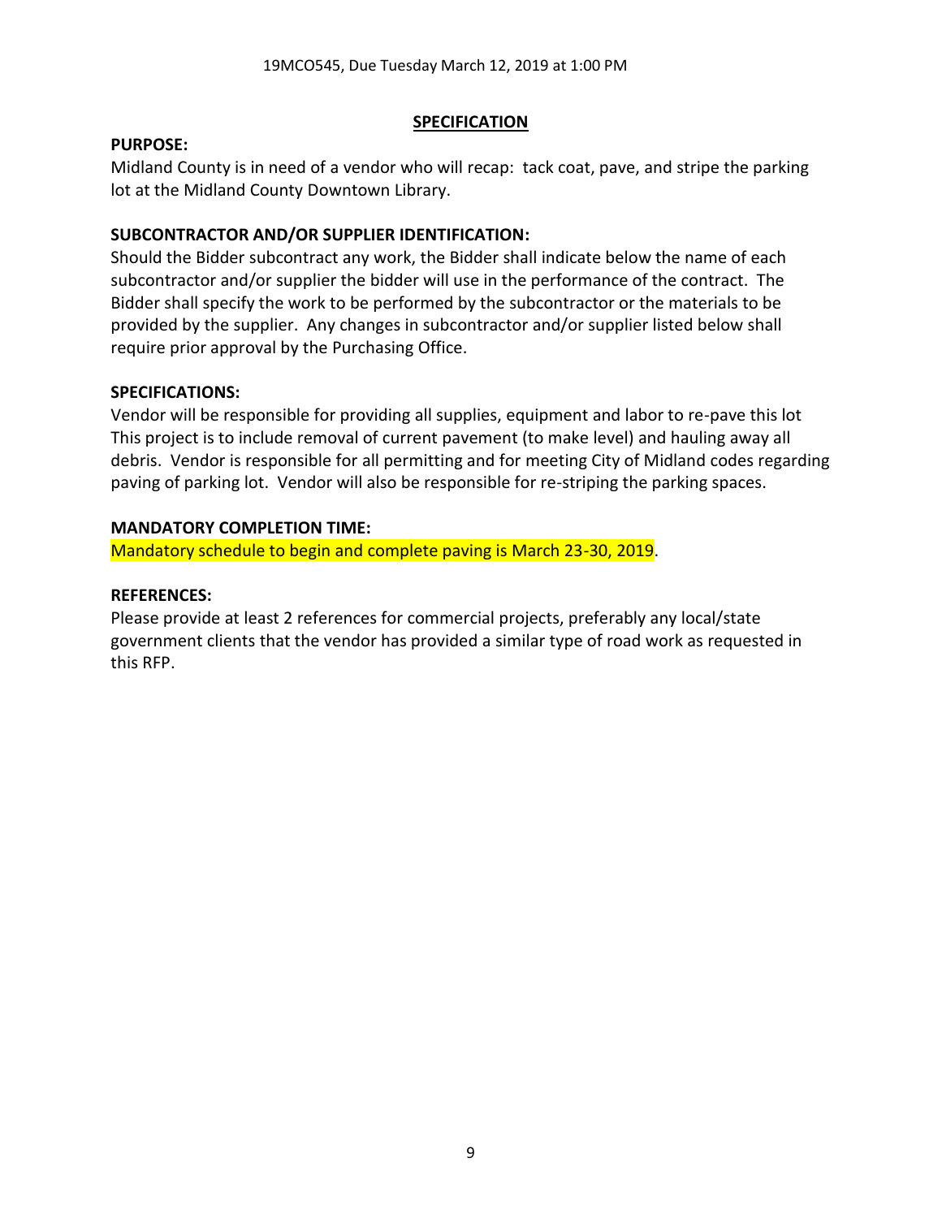## SPECIFICATION

**PURPOSE:**

Midland County is in need of a vendor who will recap: tack coat, pave, and stripe the parking lot at the Midland County Downtown Library.

**SUBCONTRACTOR AND/OR SUPPLIER IDENTIFICATION:**

Should the Bidder subcontract any work, the Bidder shall indicate below the name of each subcontractor and/or supplier the bidder will use in the performance of the contract. The Bidder shall specify the work to be performed by the subcontractor or the materials to be provided by the supplier. Any changes in subcontractor and/or supplier listed below shall require prior approval by the Purchasing Office.

**SPECIFICATIONS:**

Vendor will be responsible for providing all supplies, equipment and labor to re-pave this lot This project is to include removal of current pavement (to make level) and hauling away all debris. Vendor is responsible for all permitting and for meeting City of Midland codes regarding paving of parking lot. Vendor will also be responsible for re-striping the parking spaces.

**MANDATORY COMPLETION TIME:**

Mandatory schedule to begin and complete paving is March 23-30, 2019.

**REFERENCES:**

Please provide at least 2 references for commercial projects, preferably any local/state government clients that the vendor has provided a similar type of road work as requested in this RFP.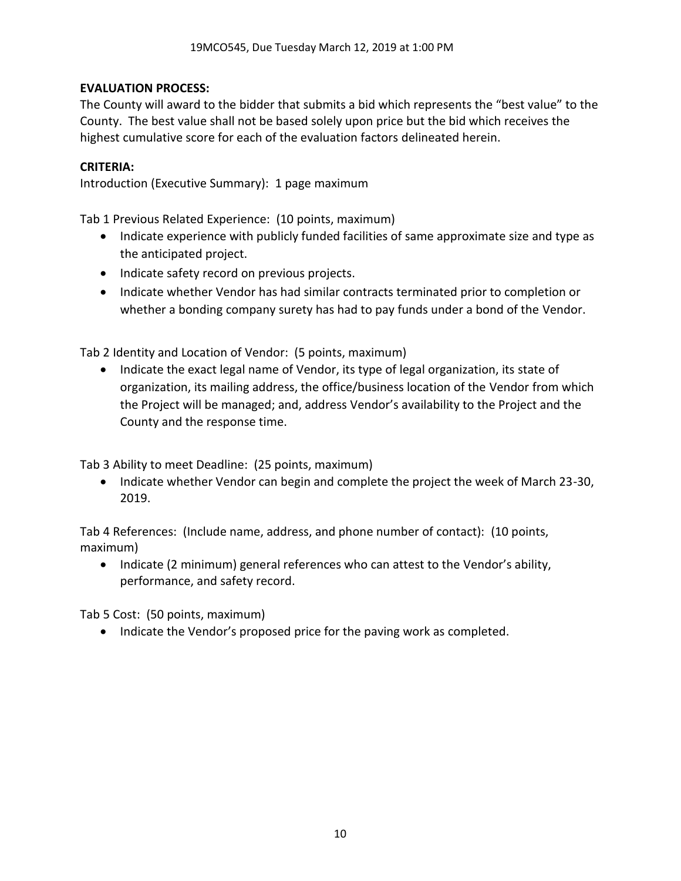**EVALUATION PROCESS:**
The County will award to the bidder that submits a bid which represents the "best value" to the County. The best value shall not be based solely upon price but the bid which receives the highest cumulative score for each of the evaluation factors delineated herein.

**CRITERIA:**
Introduction (Executive Summary): 1 page maximum

Tab 1 Previous Related Experience: (10 points, maximum)

- Indicate experience with publicly funded facilities of same approximate size and type as the anticipated project.
- Indicate safety record on previous projects.
- Indicate whether Vendor has had similar contracts terminated prior to completion or whether a bonding company surety has had to pay funds under a bond of the Vendor.

Tab 2 Identity and Location of Vendor: (5 points, maximum)

- Indicate the exact legal name of Vendor, its type of legal organization, its state of organization, its mailing address, the office/business location of the Vendor from which the Project will be managed; and, address Vendor's availability to the Project and the County and the response time.

Tab 3 Ability to meet Deadline: (25 points, maximum)

- Indicate whether Vendor can begin and complete the project the week of March 23-30, 2019.

Tab 4 References: (Include name, address, and phone number of contact): (10 points, maximum)

- Indicate (2 minimum) general references who can attest to the Vendor's ability, performance, and safety record.

Tab 5 Cost: (50 points, maximum)

- Indicate the Vendor's proposed price for the paving work as completed.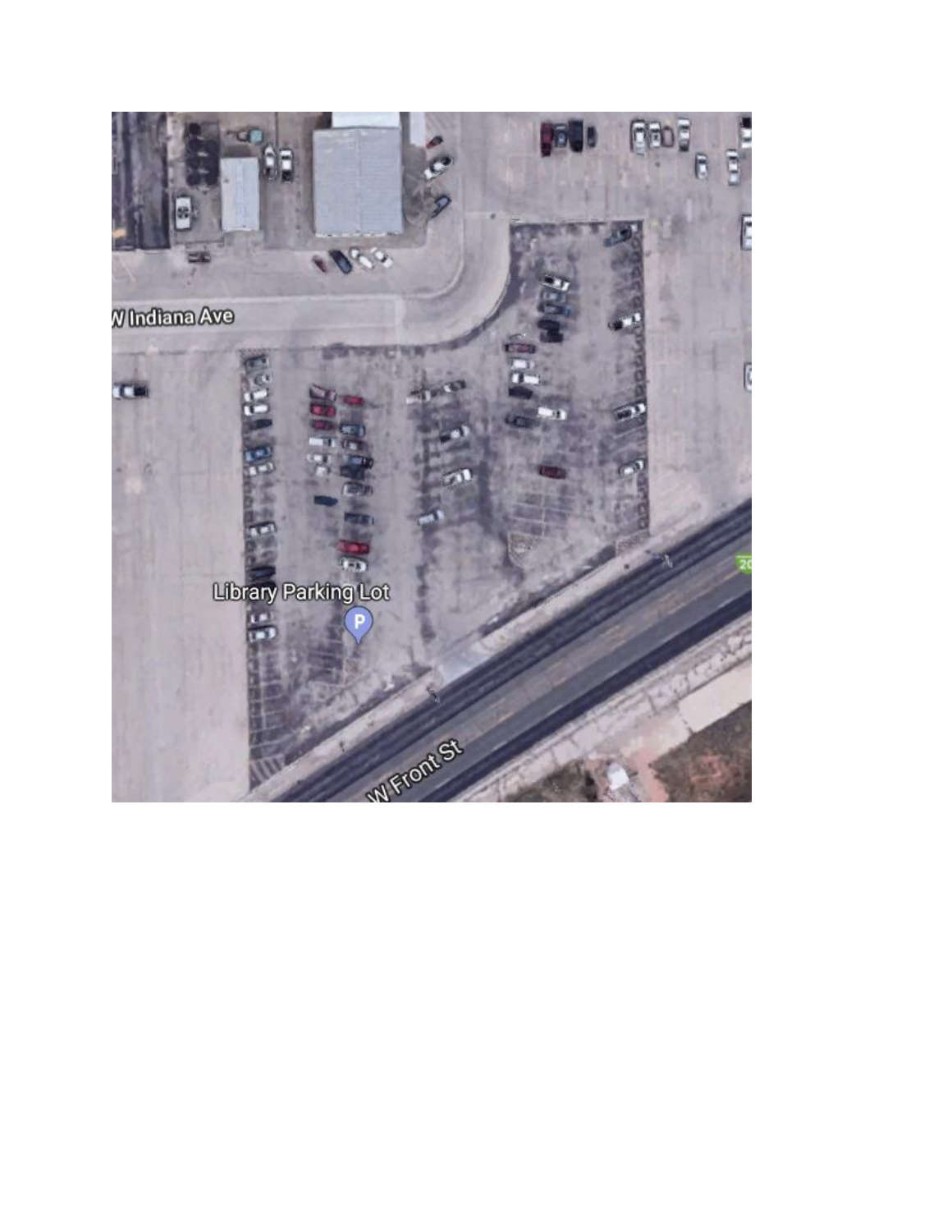W Indiana Ave

Library Parking Lot

W Front St